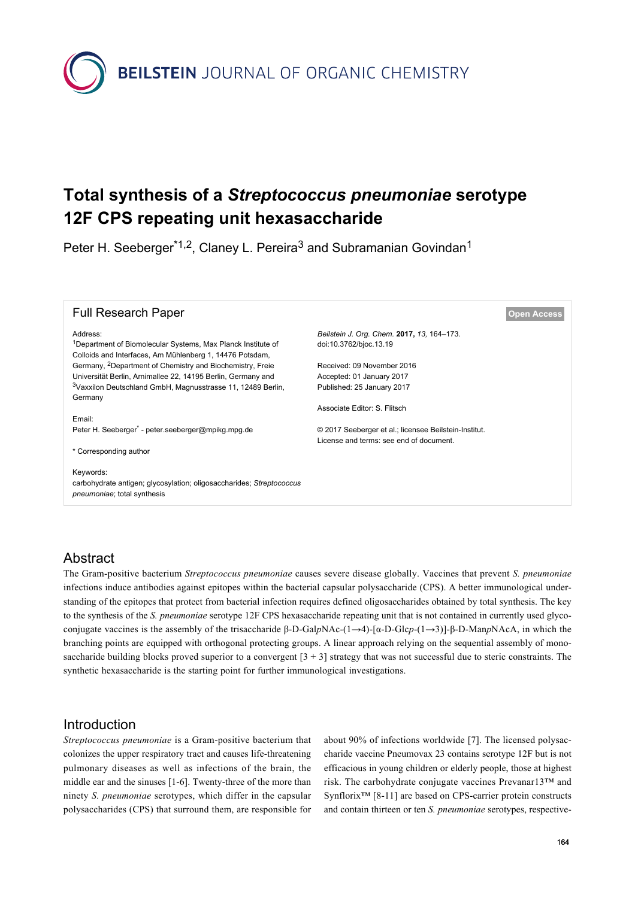# Total synthesis of a *Streptococcus pneumoniae* serotype 12F CPS repeating unit hexasaccharide

Peter H. Seeberger[*1,2], Claney L. Pereira[3] and Subramanian Govindan[1]

## Full Research Paper

**Open Access**

Address:
[1]Department of Biomolecular Systems, Max Planck Institute of Colloids and Interfaces, Am Mühlenberg 1, 14476 Potsdam, Germany, [2]Department of Chemistry and Biochemistry, Freie Universität Berlin, Arnimallee 22, 14195 Berlin, Germany and [3]Vaxxilon Deutschland GmbH, Magnusstrasse 11, 12489 Berlin, Germany

Email:
Peter H. Seeberger[*] - peter.seeberger@mpikg.mpg.de

\* Corresponding author

Keywords:
carbohydrate antigen; glycosylation; oligosaccharides; *Streptococcus pneumoniae*; total synthesis

*Beilstein J. Org. Chem.* **2017,** *13,* 164–173.
doi:10.3762/bjoc.13.19

Received: 09 November 2016
Accepted: 01 January 2017
Published: 25 January 2017

Associate Editor: S. Flitsch

© 2017 Seeberger et al.; licensee Beilstein-Institut.
License and terms: see end of document.

## Abstract

The Gram-positive bacterium *Streptococcus pneumoniae* causes severe disease globally. Vaccines that prevent *S. pneumoniae* infections induce antibodies against epitopes within the bacterial capsular polysaccharide (CPS). A better immunological understanding of the epitopes that protect from bacterial infection requires defined oligosaccharides obtained by total synthesis. The key to the synthesis of the *S. pneumoniae* serotype 12F CPS hexasaccharide repeating unit that is not contained in currently used glycoconjugate vaccines is the assembly of the trisaccharide β-D-Gal*p*NAc-(1→4)-[α-D-Glc*p*-(1→3)]-β-D-Man*p*NAcA, in which the branching points are equipped with orthogonal protecting groups. A linear approach relying on the sequential assembly of monosaccharide building blocks proved superior to a convergent [3 + 3] strategy that was not successful due to steric constraints. The synthetic hexasaccharide is the starting point for further immunological investigations.

## Introduction

*Streptococcus pneumoniae* is a Gram-positive bacterium that colonizes the upper respiratory tract and causes life-threatening pulmonary diseases as well as infections of the brain, the middle ear and the sinuses [1-6]. Twenty-three of the more than ninety *S. pneumoniae* serotypes, which differ in the capsular polysaccharides (CPS) that surround them, are responsible for about 90% of infections worldwide [7]. The licensed polysaccharide vaccine Pneumovax 23 contains serotype 12F but is not efficacious in young children or elderly people, those at highest risk. The carbohydrate conjugate vaccines Prevanar13™ and Synflorix™ [8-11] are based on CPS-carrier protein constructs and contain thirteen or ten *S. pneumoniae* serotypes, respective-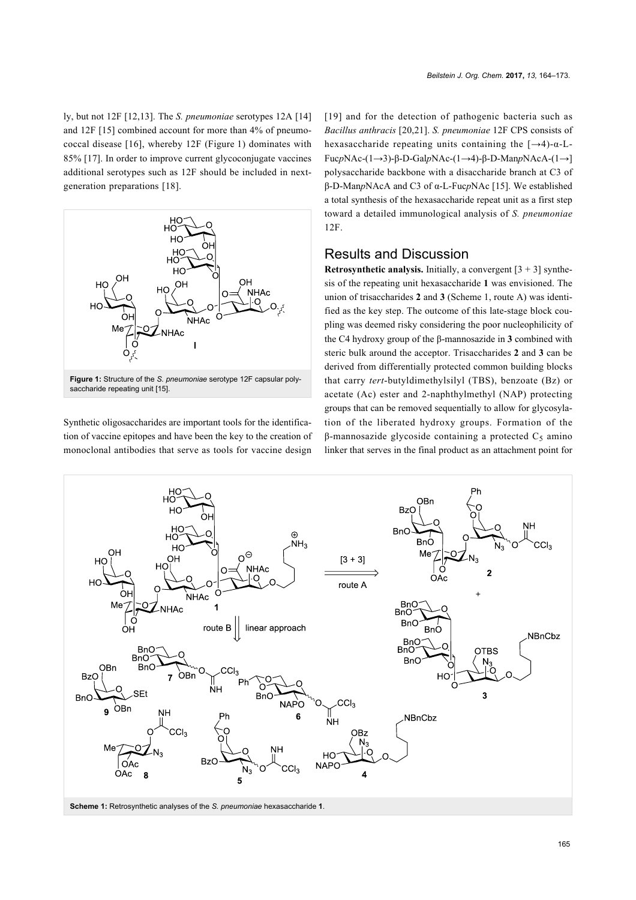ly, but not 12F [12,13]. The *S. pneumoniae* serotypes 12A [14] and 12F [15] combined account for more than 4% of pneumococcal disease [16], whereby 12F (Figure 1) dominates with 85% [17]. In order to improve current glycoconjugate vaccines additional serotypes such as 12F should be included in next-generation preparations [18].

**Figure 1:** Structure of the *S. pneumoniae* serotype 12F capsular polysaccharide repeating unit [15].

Synthetic oligosaccharides are important tools for the identification of vaccine epitopes and have been the key to the creation of monoclonal antibodies that serve as tools for vaccine design [19] and for the detection of pathogenic bacteria such as *Bacillus anthracis* [20,21]. *S. pneumoniae* 12F CPS consists of hexasaccharide repeating units containing the [→4)-α-L-Fuc*p*NAc-(1→3)-β-D-Gal*p*NAc-(1→4)-β-D-Man*p*NAcA-(1→] polysaccharide backbone with a disaccharide branch at C3 of β-D-Man*p*NAcA and C3 of α-L-Fuc*p*NAc [15]. We established a total synthesis of the hexasaccharide repeat unit as a first step toward a detailed immunological analysis of *S. pneumoniae* 12F.

## Results and Discussion

**Retrosynthetic analysis.** Initially, a convergent [3 + 3] synthesis of the repeating unit hexasaccharide **1** was envisioned. The union of trisaccharides **2** and **3** (Scheme 1, route A) was identified as the key step. The outcome of this late-stage block coupling was deemed risky considering the poor nucleophilicity of the C4 hydroxy group of the β-mannosazide in **3** combined with steric bulk around the acceptor. Trisaccharides **2** and **3** can be derived from differentially protected common building blocks that carry *tert*-butyldimethylsilyl (TBS), benzoate (Bz) or acetate (Ac) ester and 2-naphthylmethyl (NAP) protecting groups that can be removed sequentially to allow for glycosylation of the liberated hydroxy groups. Formation of the β-mannosazide glycoside containing a protected $C_5$ amino linker that serves in the final product as an attachment point for

**Scheme 1:** Retrosynthetic analyses of the *S. pneumoniae* hexasaccharide **1**.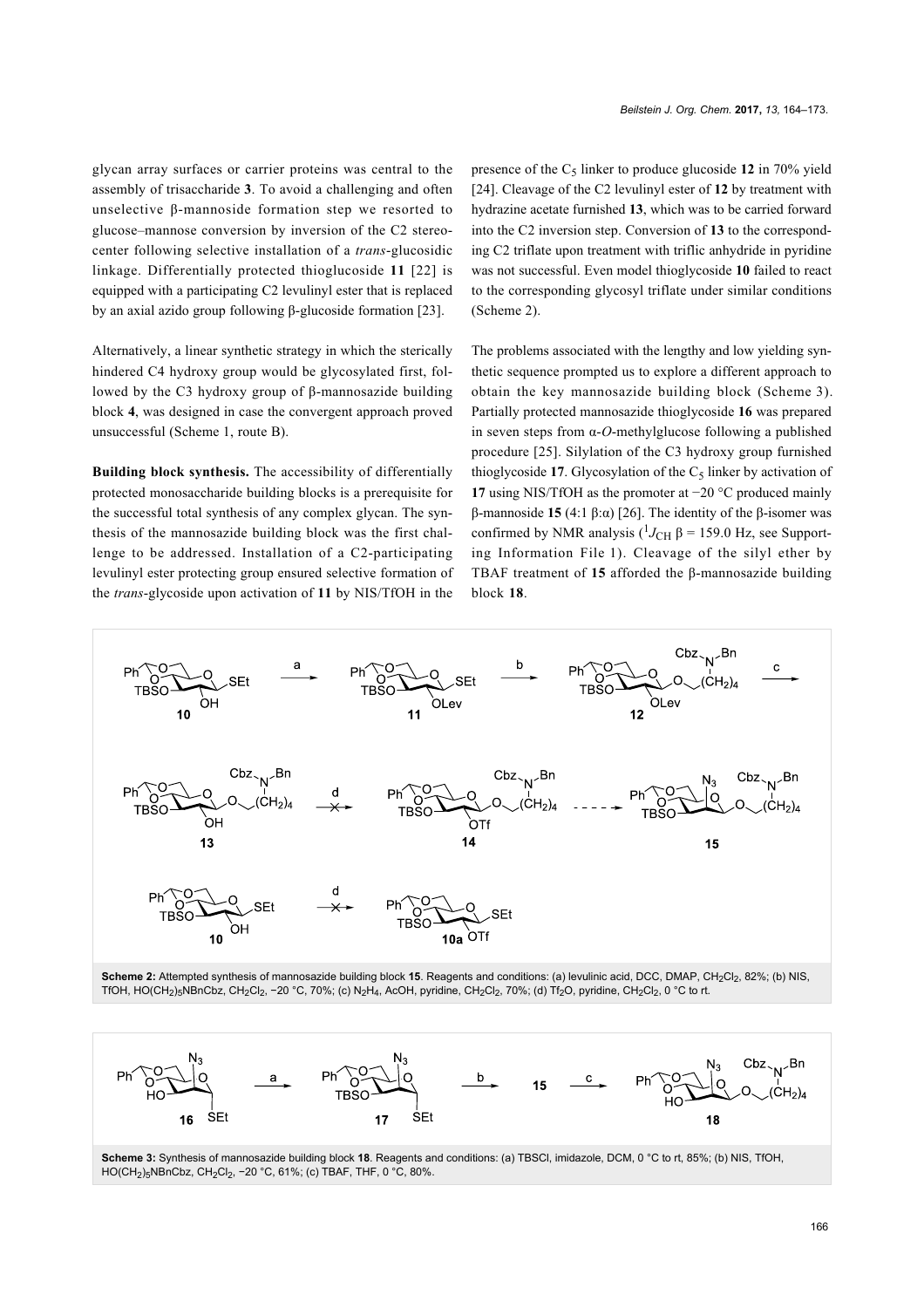glycan array surfaces or carrier proteins was central to the assembly of trisaccharide **3**. To avoid a challenging and often unselective β-mannoside formation step we resorted to glucose–mannose conversion by inversion of the C2 stereocenter following selective installation of a *trans*-glucosidic linkage. Differentially protected thioglucoside **11** [22] is equipped with a participating C2 levulinyl ester that is replaced by an axial azido group following β-glucoside formation [23].

Alternatively, a linear synthetic strategy in which the sterically hindered C4 hydroxy group would be glycosylated first, followed by the C3 hydroxy group of β-mannosazide building block **4**, was designed in case the convergent approach proved unsuccessful (Scheme 1, route B).

**Building block synthesis.** The accessibility of differentially protected monosaccharide building blocks is a prerequisite for the successful total synthesis of any complex glycan. The synthesis of the mannosazide building block was the first challenge to be addressed. Installation of a C2-participating levulinyl ester protecting group ensured selective formation of the *trans*-glycoside upon activation of **11** by NIS/TfOH in the presence of the $C_5$ linker to produce glucoside **12** in 70% yield [24]. Cleavage of the C2 levulinyl ester of **12** by treatment with hydrazine acetate furnished **13**, which was to be carried forward into the C2 inversion step. Conversion of **13** to the corresponding C2 triflate upon treatment with triflic anhydride in pyridine was not successful. Even model thioglycoside **10** failed to react to the corresponding glycosyl triflate under similar conditions (Scheme 2).

The problems associated with the lengthy and low yielding synthetic sequence prompted us to explore a different approach to obtain the key mannosazide building block (Scheme 3). Partially protected mannosazide thioglycoside **16** was prepared in seven steps from α-*O*-methylglucose following a published procedure [25]. Silylation of the C3 hydroxy group furnished thioglycoside **17**. Glycosylation of the $C_5$ linker by activation of **17** using NIS/TfOH as the promoter at −20 °C produced mainly β-mannoside **15** (4:1 β:α) [26]. The identity of the β-isomer was confirmed by NMR analysis ($^1J_{CH}$ β = 159.0 Hz, see Supporting Information File 1). Cleavage of the silyl ether by TBAF treatment of **15** afforded the β-mannosazide building block **18**.

**Scheme 2:** Attempted synthesis of mannosazide building block **15**. Reagents and conditions: (a) levulinic acid, DCC, DMAP, $CH_2Cl_2$, 82%; (b) NIS, TfOH, $HO(CH_2)_5NBnCbz$, $CH_2Cl_2$, −20 °C, 70%; (c) $N_2H_4$, AcOH, pyridine, $CH_2Cl_2$, 70%; (d) $Tf_2O$, pyridine, $CH_2Cl_2$, 0 °C to rt.

**Scheme 3:** Synthesis of mannosazide building block **18**. Reagents and conditions: (a) TBSCl, imidazole, DCM, 0 °C to rt, 85%; (b) NIS, TfOH, $HO(CH_2)_5NBnCbz$, $CH_2Cl_2$, −20 °C, 61%; (c) TBAF, THF, 0 °C, 80%.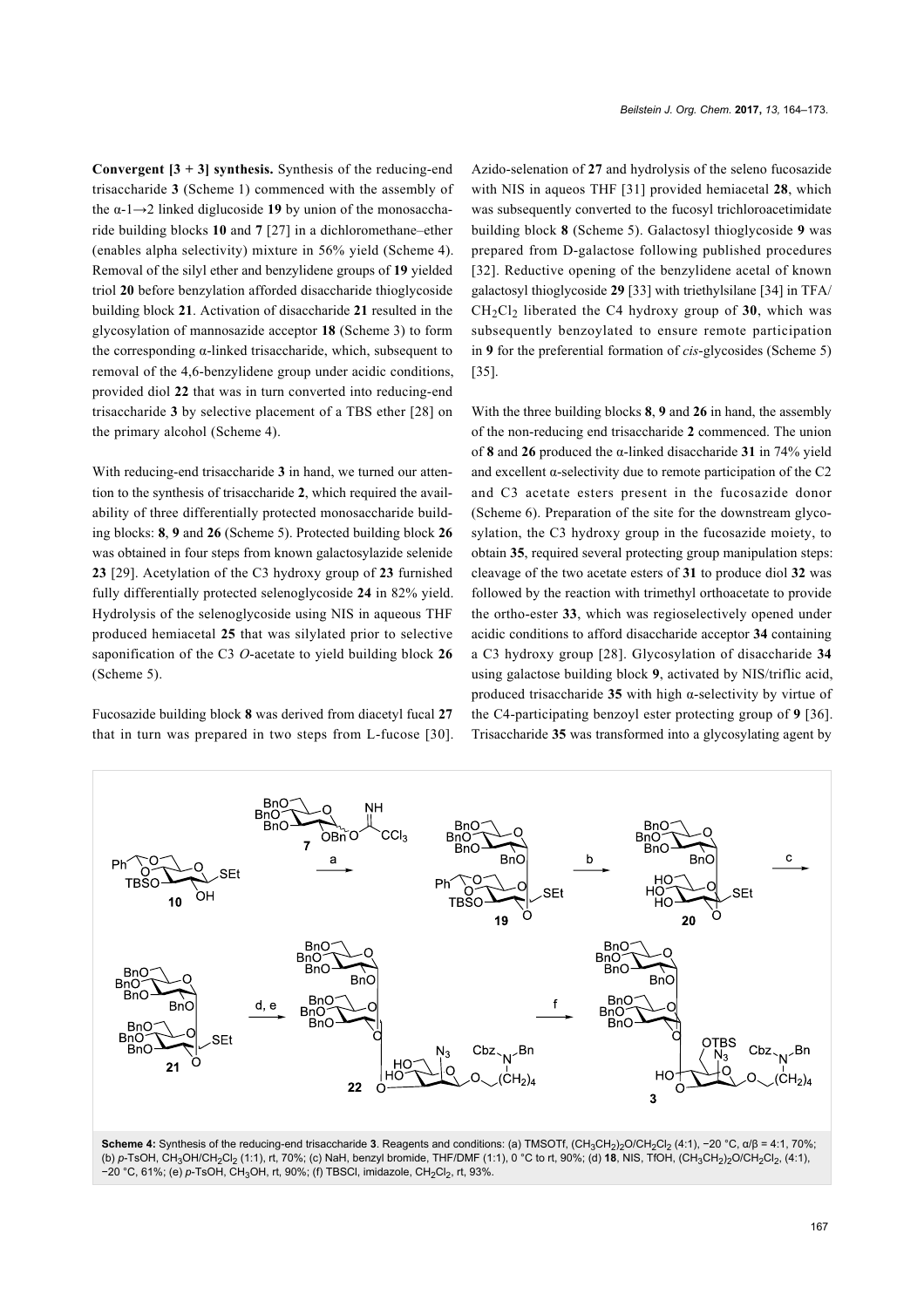**Convergent [3 + 3] synthesis.** Synthesis of the reducing-end trisaccharide **3** (Scheme 1) commenced with the assembly of the α-1→2 linked diglucoside **19** by union of the monosaccharide building blocks **10** and **7** [27] in a dichloromethane–ether (enables alpha selectivity) mixture in 56% yield (Scheme 4). Removal of the silyl ether and benzylidene groups of **19** yielded triol **20** before benzylation afforded disaccharide thioglycoside building block **21**. Activation of disaccharide **21** resulted in the glycosylation of mannosazide acceptor **18** (Scheme 3) to form the corresponding α-linked trisaccharide, which, subsequent to removal of the 4,6-benzylidene group under acidic conditions, provided diol **22** that was in turn converted into reducing-end trisaccharide **3** by selective placement of a TBS ether [28] on the primary alcohol (Scheme 4).

With reducing-end trisaccharide **3** in hand, we turned our attention to the synthesis of trisaccharide **2**, which required the availability of three differentially protected monosaccharide building blocks: **8**, **9** and **26** (Scheme 5). Protected building block **26** was obtained in four steps from known galactosylazide selenide **23** [29]. Acetylation of the C3 hydroxy group of **23** furnished fully differentially protected selenoglycoside **24** in 82% yield. Hydrolysis of the selenoglycoside using NIS in aqueous THF produced hemiacetal **25** that was silylated prior to selective saponification of the C3 *O*-acetate to yield building block **26** (Scheme 5).

Fucosazide building block **8** was derived from diacetyl fucal **27** that in turn was prepared in two steps from L-fucose [30]. Azido-selenation of **27** and hydrolysis of the seleno fucosazide with NIS in aqueos THF [31] provided hemiacetal **28**, which was subsequently converted to the fucosyl trichloroacetimidate building block **8** (Scheme 5). Galactosyl thioglycoside **9** was prepared from D-galactose following published procedures [32]. Reductive opening of the benzylidene acetal of known galactosyl thioglycoside **29** [33] with triethylsilane [34] in TFA/$CH_2Cl_2$ liberated the C4 hydroxy group of **30**, which was subsequently benzoylated to ensure remote participation in **9** for the preferential formation of *cis*-glycosides (Scheme 5) [35].

With the three building blocks **8**, **9** and **26** in hand, the assembly of the non-reducing end trisaccharide **2** commenced. The union of **8** and **26** produced the α-linked disaccharide **31** in 74% yield and excellent α-selectivity due to remote participation of the C2 and C3 acetate esters present in the fucosazide donor (Scheme 6). Preparation of the site for the downstream glycosylation, the C3 hydroxy group in the fucosazide moiety, to obtain **35**, required several protecting group manipulation steps: cleavage of the two acetate esters of **31** to produce diol **32** was followed by the reaction with trimethyl orthoacetate to provide the ortho-ester **33**, which was regioselectively opened under acidic conditions to afford disaccharide acceptor **34** containing a C3 hydroxy group [28]. Glycosylation of disaccharide **34** using galactose building block **9**, activated by NIS/triflic acid, produced trisaccharide **35** with high α-selectivity by virtue of the C4-participating benzoyl ester protecting group of **9** [36]. Trisaccharide **35** was transformed into a glycosylating agent by

**Scheme 4:** Synthesis of the reducing-end trisaccharide **3**. Reagents and conditions: (a) TMSOTf, $(CH_3CH_2)_2O/CH_2Cl_2$ (4:1), −20 °C, α/β = 4:1, 70%; (b) *p*-TsOH, $CH_3OH/CH_2Cl_2$ (1:1), rt, 70%; (c) NaH, benzyl bromide, THF/DMF (1:1), 0 °C to rt, 90%; (d) **18**, NIS, TfOH, $(CH_3CH_2)_2O/CH_2Cl_2$, (4:1), −20 °C, 61%; (e) *p*-TsOH, $CH_3OH$, rt, 90%; (f) TBSCl, imidazole, $CH_2Cl_2$, rt, 93%.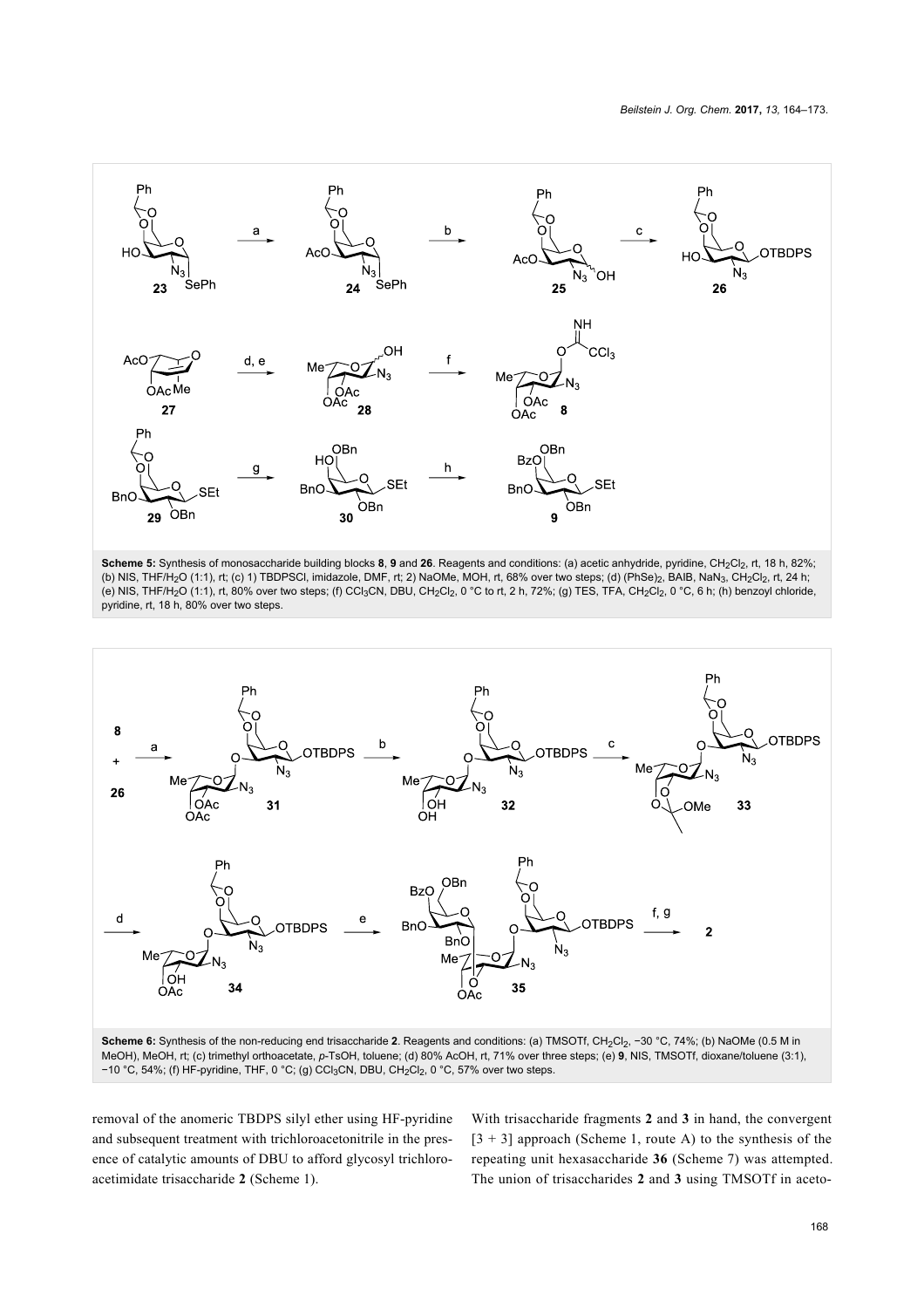**Scheme 5:** Synthesis of monosaccharide building blocks **8**, **9** and **26**. Reagents and conditions: (a) acetic anhydride, pyridine, $CH_2Cl_2$, rt, 18 h, 82%; (b) NIS, THF/$H_2O$ (1:1), rt; (c) 1) TBDPSCl, imidazole, DMF, rt; 2) NaOMe, MOH, rt, 68% over two steps; (d) $(PhSe)_2$, BAIB, $NaN_3$, $CH_2Cl_2$, rt, 24 h; (e) NIS, THF/$H_2O$ (1:1), rt, 80% over two steps; (f) $CCl_3CN$, DBU, $CH_2Cl_2$, 0 °C to rt, 2 h, 72%; (g) TES, TFA, $CH_2Cl_2$, 0 °C, 6 h; (h) benzoyl chloride, pyridine, rt, 18 h, 80% over two steps.

**Scheme 6:** Synthesis of the non-reducing end trisaccharide **2**. Reagents and conditions: (a) TMSOTf, $CH_2Cl_2$, −30 °C, 74%; (b) NaOMe (0.5 M in MeOH), MeOH, rt; (c) trimethyl orthoacetate, *p*-TsOH, toluene; (d) 80% AcOH, rt, 71% over three steps; (e) **9**, NIS, TMSOTf, dioxane/toluene (3:1), −10 °C, 54%; (f) HF-pyridine, THF, 0 °C; (g) $CCl_3CN$, DBU, $CH_2Cl_2$, 0 °C, 57% over two steps.

removal of the anomeric TBDPS silyl ether using HF-pyridine and subsequent treatment with trichloroacetonitrile in the presence of catalytic amounts of DBU to afford glycosyl trichloroacetimidate trisaccharide **2** (Scheme 1).

With trisaccharide fragments **2** and **3** in hand, the convergent [3 + 3] approach (Scheme 1, route A) to the synthesis of the repeating unit hexasaccharide **36** (Scheme 7) was attempted. The union of trisaccharides **2** and **3** using TMSOTf in aceto-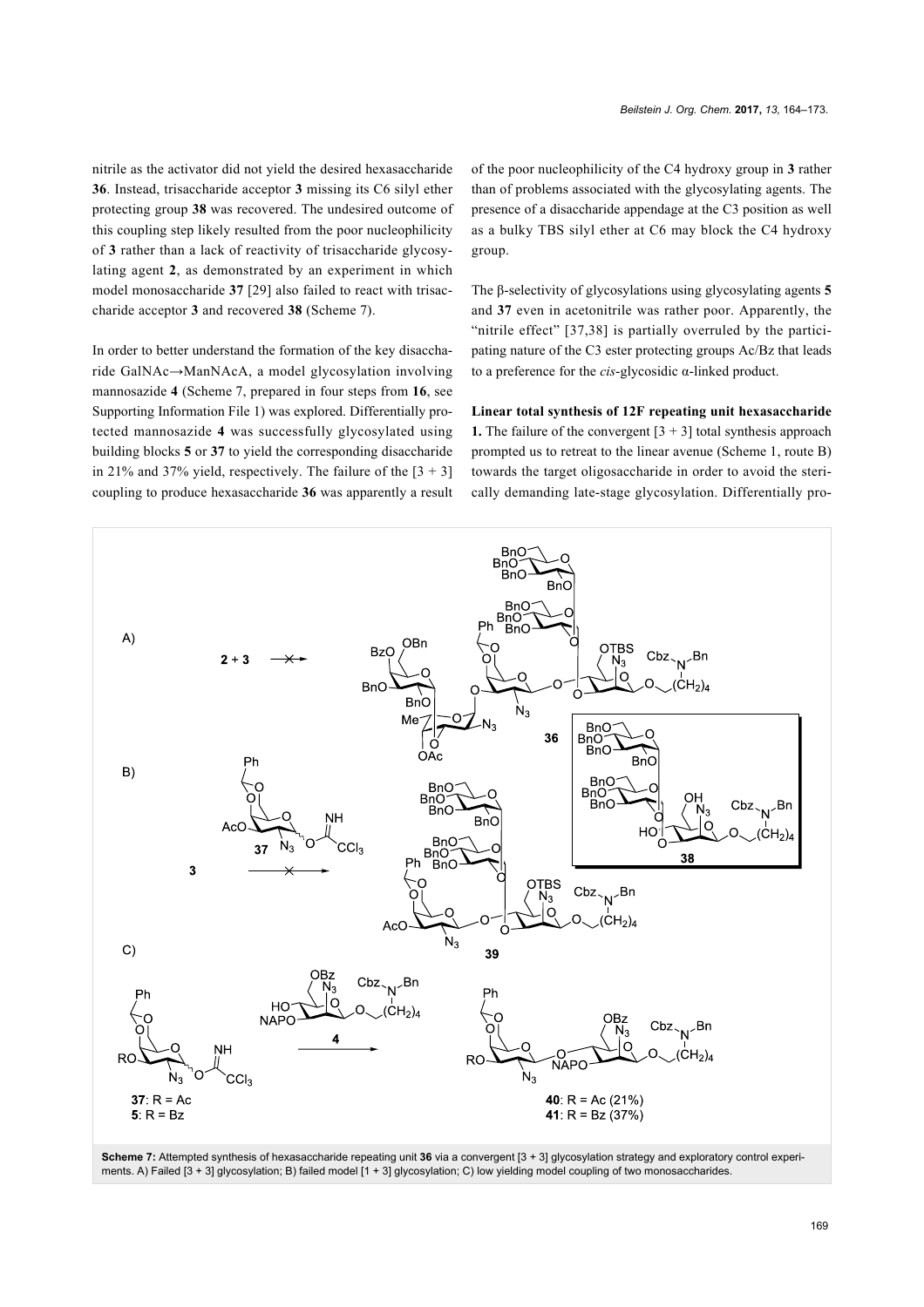nitrile as the activator did not yield the desired hexasaccharide **36**. Instead, trisaccharide acceptor **3** missing its C6 silyl ether protecting group **38** was recovered. The undesired outcome of this coupling step likely resulted from the poor nucleophilicity of **3** rather than a lack of reactivity of trisaccharide glycosylating agent **2**, as demonstrated by an experiment in which model monosaccharide **37** [29] also failed to react with trisaccharide acceptor **3** and recovered **38** (Scheme 7).

In order to better understand the formation of the key disaccharide GalNAc→ManNAcA, a model glycosylation involving mannosazide **4** (Scheme 7, prepared in four steps from **16**, see Supporting Information File 1) was explored. Differentially protected mannosazide **4** was successfully glycosylated using building blocks **5** or **37** to yield the corresponding disaccharide in 21% and 37% yield, respectively. The failure of the [3 + 3] coupling to produce hexasaccharide **36** was apparently a result of the poor nucleophilicity of the C4 hydroxy group in **3** rather than of problems associated with the glycosylating agents. The presence of a disaccharide appendage at the C3 position as well as a bulky TBS silyl ether at C6 may block the C4 hydroxy group.

The β-selectivity of glycosylations using glycosylating agents **5** and **37** even in acetonitrile was rather poor. Apparently, the "nitrile effect" [37,38] is partially overruled by the participating nature of the C3 ester protecting groups Ac/Bz that leads to a preference for the *cis*-glycosidic α-linked product.

**Linear total synthesis of 12F repeating unit hexasaccharide 1.** The failure of the convergent [3 + 3] total synthesis approach prompted us to retreat to the linear avenue (Scheme 1, route B) towards the target oligosaccharide in order to avoid the sterically demanding late-stage glycosylation. Differentially pro-

**Scheme 7:** Attempted synthesis of hexasaccharide repeating unit **36** via a convergent [3 + 3] glycosylation strategy and exploratory control experiments. A) Failed [3 + 3] glycosylation; B) failed model [1 + 3] glycosylation; C) low yielding model coupling of two monosaccharides.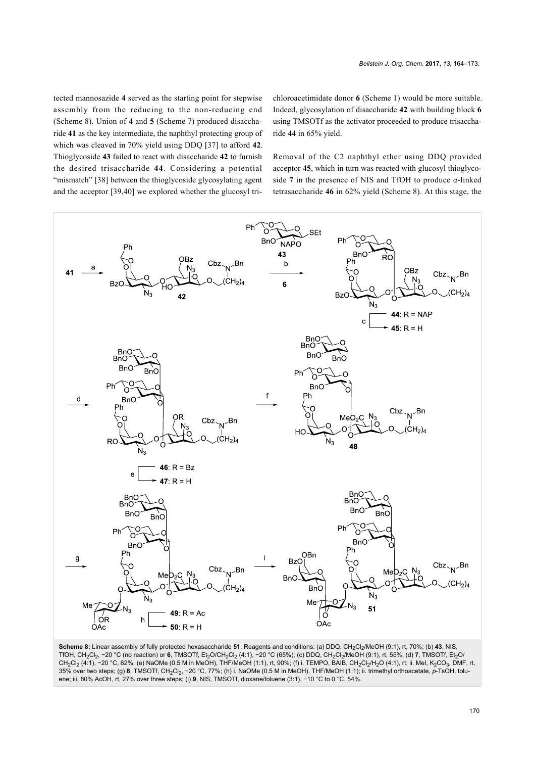tected mannosazide **4** served as the starting point for stepwise assembly from the reducing to the non-reducing end (Scheme 8). Union of **4** and **5** (Scheme 7) produced disaccharide **41** as the key intermediate, the naphthyl protecting group of which was cleaved in 70% yield using DDQ [37] to afford **42**. Thioglycoside **43** failed to react with disaccharide **42** to furnish the desired trisaccharide **44**. Considering a potential "mismatch" [38] between the thioglycoside glycosylating agent and the acceptor [39,40] we explored whether the glucosyl trichloroacetimidate donor **6** (Scheme 1) would be more suitable. Indeed, glycosylation of disaccharide **42** with building block **6** using TMSOTf as the activator proceeded to produce trisaccharide **44** in 65% yield.

Removal of the C2 naphthyl ether using DDQ provided acceptor **45**, which in turn was reacted with glucosyl thioglycoside **7** in the presence of NIS and TfOH to produce α-linked tetrasaccharide **46** in 62% yield (Scheme 8). At this stage, the

**Scheme 8:** Linear assembly of fully protected hexasaccharide **51**. Reagents and conditions: (a) DDQ, $CH_2Cl_2$/MeOH (9:1), rt, 70%; (b) **43**, NIS, TfOH, $CH_2Cl_2$, −20 °C (no reaction) or **6**, TMSOTf, $Et_2O/CH_2Cl_2$ (4:1), −20 °C (65%); (c) DDQ, $CH_2Cl_2$/MeOH (9:1), rt, 55%; (d) **7**, TMSOTf, $Et_2O/CH_2Cl_2$ (4:1), −20 °C, 62%; (e) NaOMe (0.5 M in MeOH), THF/MeOH (1:1), rt, 90%; (f) i. TEMPO, BAIB, $CH_2Cl_2/H_2O$ (4:1), rt; ii. MeI, $K_2CO_3$, DMF, rt, 35% over two steps; (g) **8**, TMSOTf, $CH_2Cl_2$, −20 °C, 77%; (h) i. NaOMe (0.5 M in MeOH), THF/MeOH (1:1); ii. trimethyl orthoacetate, *p*-TsOH, toluene; iii. 80% AcOH, rt, 27% over three steps; (i) **9**, NIS, TMSOTf, dioxane/toluene (3:1), −10 °C to 0 °C, 54%.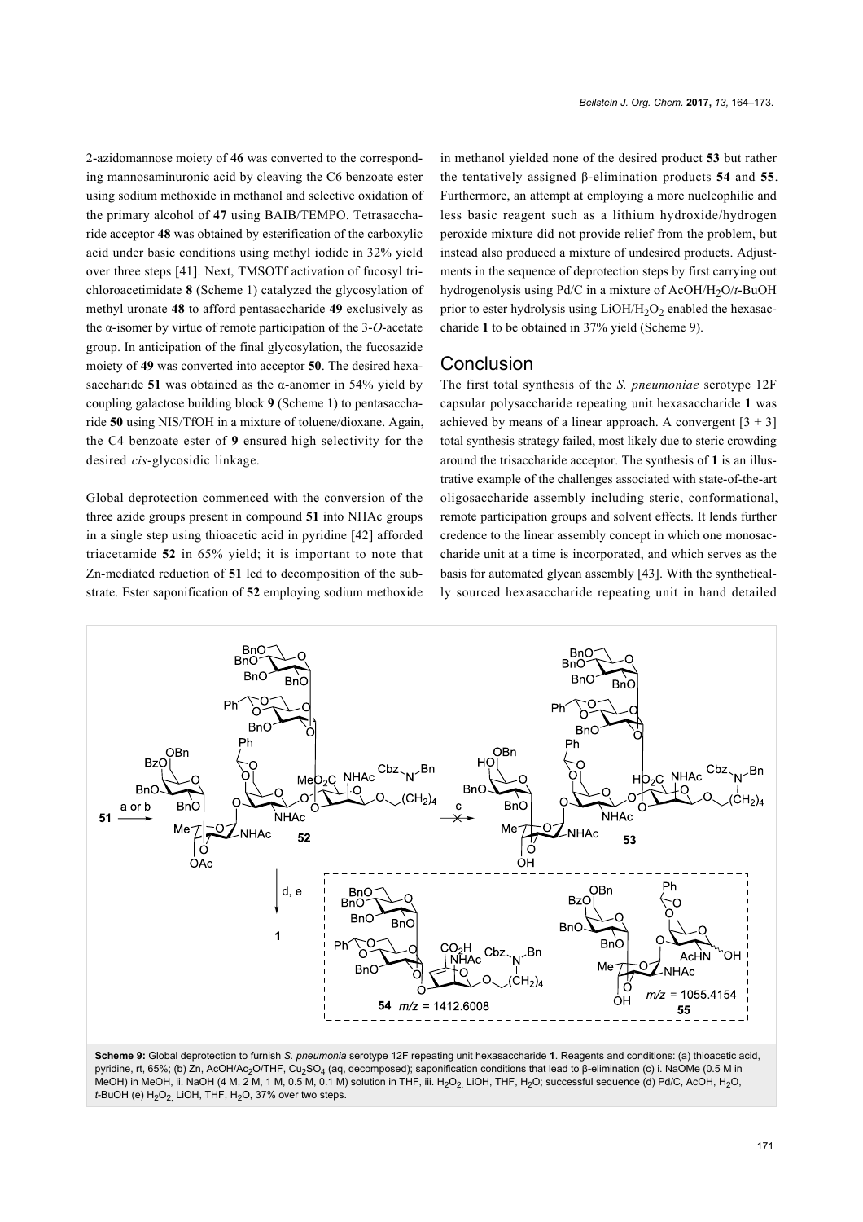2-azidomannose moiety of **46** was converted to the corresponding mannosaminuronic acid by cleaving the C6 benzoate ester using sodium methoxide in methanol and selective oxidation of the primary alcohol of **47** using BAIB/TEMPO. Tetrasaccharide acceptor **48** was obtained by esterification of the carboxylic acid under basic conditions using methyl iodide in 32% yield over three steps [41]. Next, TMSOTf activation of fucosyl trichloroacetimidate **8** (Scheme 1) catalyzed the glycosylation of methyl uronate **48** to afford pentasaccharide **49** exclusively as the α-isomer by virtue of remote participation of the 3-*O*-acetate group. In anticipation of the final glycosylation, the fucosazide moiety of **49** was converted into acceptor **50**. The desired hexasaccharide **51** was obtained as the α-anomer in 54% yield by coupling galactose building block **9** (Scheme 1) to pentasaccharide **50** using NIS/TfOH in a mixture of toluene/dioxane. Again, the C4 benzoate ester of **9** ensured high selectivity for the desired *cis*-glycosidic linkage.

Global deprotection commenced with the conversion of the three azide groups present in compound **51** into NHAc groups in a single step using thioacetic acid in pyridine [42] afforded triacetamide **52** in 65% yield; it is important to note that Zn-mediated reduction of **51** led to decomposition of the substrate. Ester saponification of **52** employing sodium methoxide in methanol yielded none of the desired product **53** but rather the tentatively assigned β-elimination products **54** and **55**. Furthermore, an attempt at employing a more nucleophilic and less basic reagent such as a lithium hydroxide/hydrogen peroxide mixture did not provide relief from the problem, but instead also produced a mixture of undesired products. Adjustments in the sequence of deprotection steps by first carrying out hydrogenolysis using Pd/C in a mixture of $AcOH/H_2O/t$-BuOH prior to ester hydrolysis using $LiOH/H_2O_2$ enabled the hexasaccharide **1** to be obtained in 37% yield (Scheme 9).

## Conclusion

The first total synthesis of the *S. pneumoniae* serotype 12F capsular polysaccharide repeating unit hexasaccharide **1** was achieved by means of a linear approach. A convergent [3 + 3] total synthesis strategy failed, most likely due to steric crowding around the trisaccharide acceptor. The synthesis of **1** is an illustrative example of the challenges associated with state-of-the-art oligosaccharide assembly including steric, conformational, remote participation groups and solvent effects. It lends further credence to the linear assembly concept in which one monosaccharide unit at a time is incorporated, and which serves as the basis for automated glycan assembly [43]. With the synthetically sourced hexasaccharide repeating unit in hand detailed

**Scheme 9:** Global deprotection to furnish *S. pneumonia* serotype 12F repeating unit hexasaccharide **1**. Reagents and conditions: (a) thioacetic acid, pyridine, rt, 65%; (b) Zn, $AcOH/Ac_2O/THF$, $Cu_2SO_4$ (aq, decomposed); saponification conditions that lead to β-elimination (c) i. NaOMe (0.5 M in MeOH) in MeOH, ii. NaOH (4 M, 2 M, 1 M, 0.5 M, 0.1 M) solution in THF, iii. $H_2O_2$, LiOH, THF, $H_2O$; successful sequence (d) Pd/C, AcOH, $H_2O$, *t*-BuOH (e) $H_2O_2$, LiOH, THF, $H_2O$, 37% over two steps.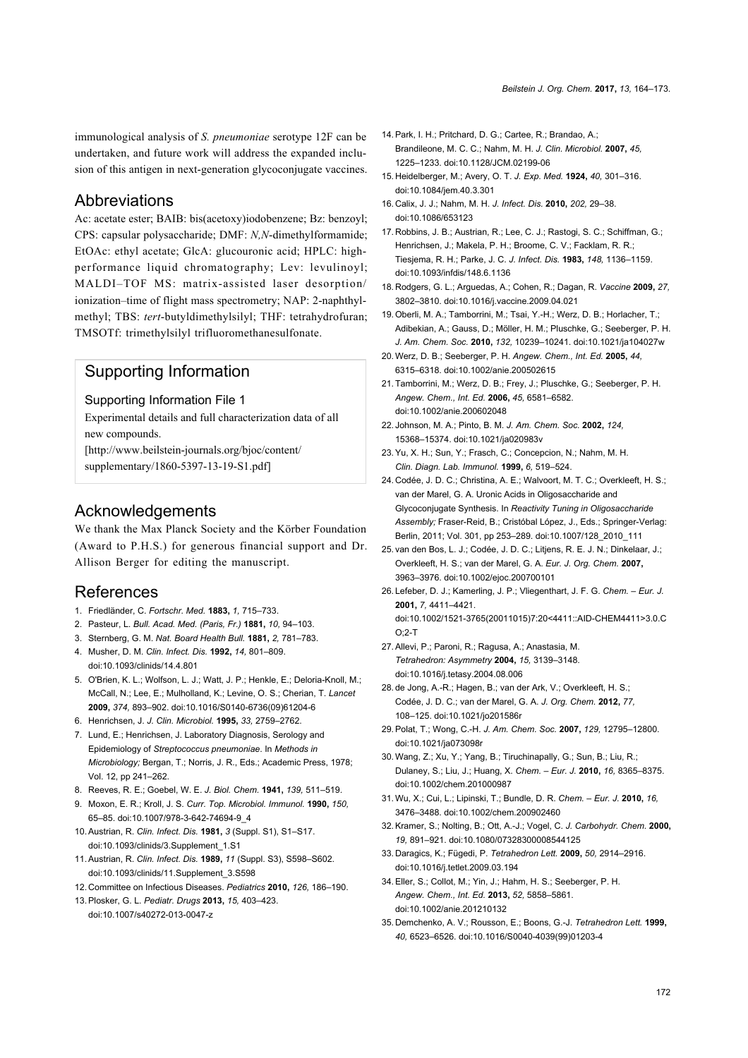immunological analysis of *S. pneumoniae* serotype 12F can be undertaken, and future work will address the expanded inclusion of this antigen in next-generation glycoconjugate vaccines.

## Abbreviations

Ac: acetate ester; BAIB: bis(acetoxy)iodobenzene; Bz: benzoyl; CPS: capsular polysaccharide; DMF: *N,N*-dimethylformamide; EtOAc: ethyl acetate; GlcA: glucouronic acid; HPLC: high-performance liquid chromatography; Lev: levulinoyl; MALDI–TOF MS: matrix-assisted laser desorption/ionization–time of flight mass spectrometry; NAP: 2-naphthylmethyl; TBS: *tert*-butyldimethylsilyl; THF: tetrahydrofuran; TMSOTf: trimethylsilyl trifluoromethanesulfonate.

## Supporting Information

### Supporting Information File 1

Experimental details and full characterization data of all new compounds.
[http://www.beilstein-journals.org/bjoc/content/supplementary/1860-5397-13-19-S1.pdf]

## Acknowledgements

We thank the Max Planck Society and the Körber Foundation (Award to P.H.S.) for generous financial support and Dr. Allison Berger for editing the manuscript.

## References

1. Friedländer, C. *Fortschr. Med.* **1883,** *1,* 715–733.
2. Pasteur, L. *Bull. Acad. Med. (Paris, Fr.)* **1881,** *10,* 94–103.
3. Sternberg, G. M. *Nat. Board Health Bull.* **1881,** *2,* 781–783.
4. Musher, D. M. *Clin. Infect. Dis.* **1992,** *14,* 801–809. doi:10.1093/clinids/14.4.801
5. O'Brien, K. L.; Wolfson, L. J.; Watt, J. P.; Henkle, E.; Deloria-Knoll, M.; McCall, N.; Lee, E.; Mulholland, K.; Levine, O. S.; Cherian, T. *Lancet* **2009,** *374,* 893–902. doi:10.1016/S0140-6736(09)61204-6
6. Henrichsen, J. *J. Clin. Microbiol.* **1995,** *33,* 2759–2762.
7. Lund, E.; Henrichsen, J. Laboratory Diagnosis, Serology and Epidemiology of *Streptococcus pneumoniae*. In *Methods in Microbiology;* Bergan, T.; Norris, J. R., Eds.; Academic Press, 1978; Vol. 12, pp 241–262.
8. Reeves, R. E.; Goebel, W. E. *J. Biol. Chem.* **1941,** *139,* 511–519.
9. Moxon, E. R.; Kroll, J. S. *Curr. Top. Microbiol. Immunol.* **1990,** *150,* 65–85. doi:10.1007/978-3-642-74694-9_4
10. Austrian, R. *Clin. Infect. Dis.* **1981,** *3* (Suppl. S1), S1–S17. doi:10.1093/clinids/3.Supplement_1.S1
11. Austrian, R. *Clin. Infect. Dis.* **1989,** *11* (Suppl. S3), S598–S602. doi:10.1093/clinids/11.Supplement_3.S598
12. Committee on Infectious Diseases. *Pediatrics* **2010,** *126,* 186–190.
13. Plosker, G. L. *Pediatr. Drugs* **2013,** *15,* 403–423. doi:10.1007/s40272-013-0047-z
14. Park, I. H.; Pritchard, D. G.; Cartee, R.; Brandao, A.; Brandileone, M. C. C.; Nahm, M. H. *J. Clin. Microbiol.* **2007,** *45,* 1225–1233. doi:10.1128/JCM.02199-06
15. Heidelberger, M.; Avery, O. T. *J. Exp. Med.* **1924,** *40,* 301–316. doi:10.1084/jem.40.3.301
16. Calix, J. J.; Nahm, M. H. *J. Infect. Dis.* **2010,** *202,* 29–38. doi:10.1086/653123
17. Robbins, J. B.; Austrian, R.; Lee, C. J.; Rastogi, S. C.; Schiffman, G.; Henrichsen, J.; Makela, P. H.; Broome, C. V.; Facklam, R. R.; Tiesjema, R. H.; Parke, J. C. *J. Infect. Dis.* **1983,** *148,* 1136–1159. doi:10.1093/infdis/148.6.1136
18. Rodgers, G. L.; Arguedas, A.; Cohen, R.; Dagan, R. *Vaccine* **2009,** *27,* 3802–3810. doi:10.1016/j.vaccine.2009.04.021
19. Oberli, M. A.; Tamborrini, M.; Tsai, Y.-H.; Werz, D. B.; Horlacher, T.; Adibekian, A.; Gauss, D.; Möller, H. M.; Pluschke, G.; Seeberger, P. H. *J. Am. Chem. Soc.* **2010,** *132,* 10239–10241. doi:10.1021/ja104027w
20. Werz, D. B.; Seeberger, P. H. *Angew. Chem., Int. Ed.* **2005,** *44,* 6315–6318. doi:10.1002/anie.200502615
21. Tamborrini, M.; Werz, D. B.; Frey, J.; Pluschke, G.; Seeberger, P. H. *Angew. Chem., Int. Ed.* **2006,** *45,* 6581–6582. doi:10.1002/anie.200602048
22. Johnson, M. A.; Pinto, B. M. *J. Am. Chem. Soc.* **2002,** *124,* 15368–15374. doi:10.1021/ja020983v
23. Yu, X. H.; Sun, Y.; Frasch, C.; Concepcion, N.; Nahm, M. H. *Clin. Diagn. Lab. Immunol.* **1999,** *6,* 519–524.
24. Codée, J. D. C.; Christina, A. E.; Walvoort, M. T. C.; Overkleeft, H. S.; van der Marel, G. A. Uronic Acids in Oligosaccharide and Glycoconjugate Synthesis. In *Reactivity Tuning in Oligosaccharide Assembly;* Fraser-Reid, B.; Cristóbal López, J., Eds.; Springer-Verlag: Berlin, 2011; Vol. 301, pp 253–289. doi:10.1007/128_2010_111
25. van den Bos, L. J.; Codée, J. D. C.; Litjens, R. E. J. N.; Dinkelaar, J.; Overkleeft, H. S.; van der Marel, G. A. *Eur. J. Org. Chem.* **2007,** 3963–3976. doi:10.1002/ejoc.200700101
26. Lefeber, D. J.; Kamerling, J. P.; Vliegenthart, J. F. G. *Chem. – Eur. J.* **2001,** *7,* 4411–4421. doi:10.1002/1521-3765(20011015)7:20<4411::AID-CHEM4411>3.0.CO;2-T
27. Allevi, P.; Paroni, R.; Ragusa, A.; Anastasia, M. *Tetrahedron: Asymmetry* **2004,** *15,* 3139–3148. doi:10.1016/j.tetasy.2004.08.006
28. de Jong, A.-R.; Hagen, B.; van der Ark, V.; Overkleeft, H. S.; Codée, J. D. C.; van der Marel, G. A. *J. Org. Chem.* **2012,** *77,* 108–125. doi:10.1021/jo201586r
29. Polat, T.; Wong, C.-H. *J. Am. Chem. Soc.* **2007,** *129,* 12795–12800. doi:10.1021/ja073098r
30. Wang, Z.; Xu, Y.; Yang, B.; Tiruchinapally, G.; Sun, B.; Liu, R.; Dulaney, S.; Liu, J.; Huang, X. *Chem. – Eur. J.* **2010,** *16,* 8365–8375. doi:10.1002/chem.201000987
31. Wu, X.; Cui, L.; Lipinski, T.; Bundle, D. R. *Chem. – Eur. J.* **2010,** *16,* 3476–3488. doi:10.1002/chem.200902460
32. Kramer, S.; Nolting, B.; Ott, A.-J.; Vogel, C. *J. Carbohydr. Chem.* **2000,** *19,* 891–921. doi:10.1080/07328300008544125
33. Daragics, K.; Fügedi, P. *Tetrahedron Lett.* **2009,** *50,* 2914–2916. doi:10.1016/j.tetlet.2009.03.194
34. Eller, S.; Collot, M.; Yin, J.; Hahm, H. S.; Seeberger, P. H. *Angew. Chem., Int. Ed.* **2013,** *52,* 5858–5861. doi:10.1002/anie.201210132
35. Demchenko, A. V.; Rousson, E.; Boons, G.-J. *Tetrahedron Lett.* **1999,** *40,* 6523–6526. doi:10.1016/S0040-4039(99)01203-4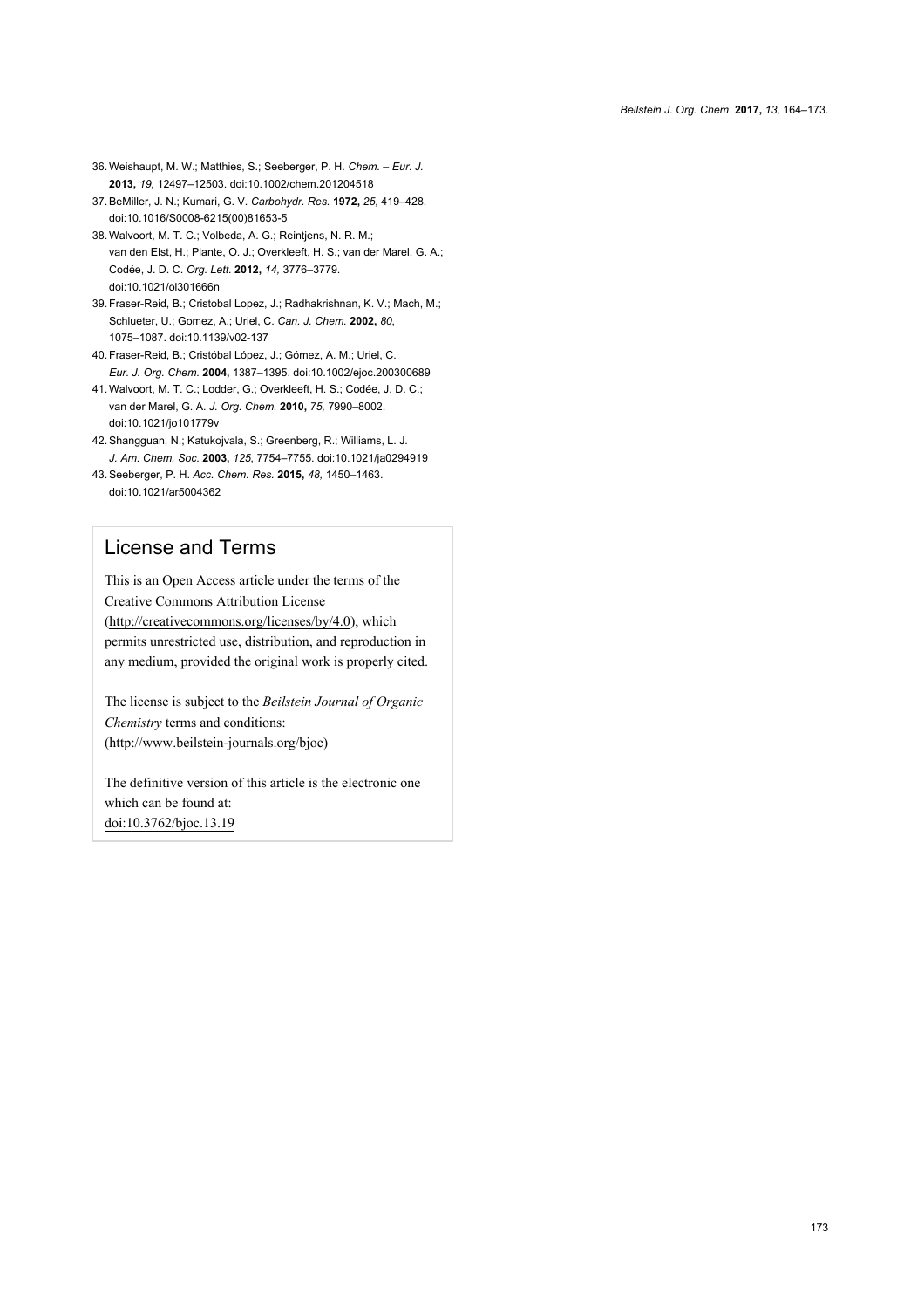36. Weishaupt, M. W.; Matthies, S.; Seeberger, P. H. *Chem. – Eur. J.* **2013,** *19,* 12497–12503. doi:10.1002/chem.201204518
37. BeMiller, J. N.; Kumari, G. V. *Carbohydr. Res.* **1972,** *25,* 419–428. doi:10.1016/S0008-6215(00)81653-5
38. Walvoort, M. T. C.; Volbeda, A. G.; Reintjens, N. R. M.; van den Elst, H.; Plante, O. J.; Overkleeft, H. S.; van der Marel, G. A.; Codée, J. D. C. *Org. Lett.* **2012,** *14,* 3776–3779. doi:10.1021/ol301666n
39. Fraser-Reid, B.; Cristobal Lopez, J.; Radhakrishnan, K. V.; Mach, M.; Schlueter, U.; Gomez, A.; Uriel, C. *Can. J. Chem.* **2002,** *80,* 1075–1087. doi:10.1139/v02-137
40. Fraser-Reid, B.; Cristóbal López, J.; Gómez, A. M.; Uriel, C. *Eur. J. Org. Chem.* **2004,** 1387–1395. doi:10.1002/ejoc.200300689
41. Walvoort, M. T. C.; Lodder, G.; Overkleeft, H. S.; Codée, J. D. C.; van der Marel, G. A. *J. Org. Chem.* **2010,** *75,* 7990–8002. doi:10.1021/jo101779v
42. Shangguan, N.; Katukojvala, S.; Greenberg, R.; Williams, L. J. *J. Am. Chem. Soc.* **2003,** *125,* 7754–7755. doi:10.1021/ja0294919
43. Seeberger, P. H. *Acc. Chem. Res.* **2015,** *48,* 1450–1463. doi:10.1021/ar5004362

## License and Terms

This is an Open Access article under the terms of the Creative Commons Attribution License (http://creativecommons.org/licenses/by/4.0), which permits unrestricted use, distribution, and reproduction in any medium, provided the original work is properly cited.

The license is subject to the *Beilstein Journal of Organic Chemistry* terms and conditions: (http://www.beilstein-journals.org/bjoc)

The definitive version of this article is the electronic one which can be found at: doi:10.3762/bjoc.13.19